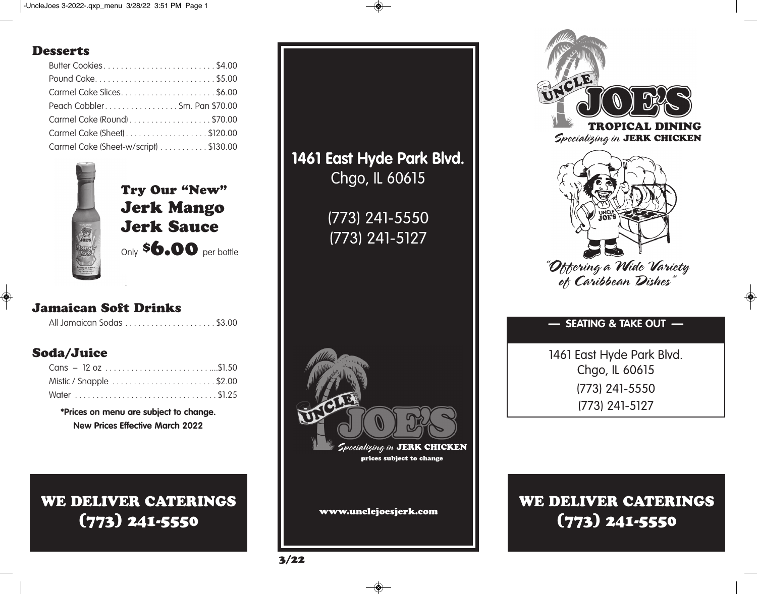## Desserts

| Item | Price |
|---|---|
| Butter Cookies | $4.00 |
| Pound Cake | $5.00 |
| Carmel Cake Slices | $6.00 |
| Peach Cobbler | Sm. Pan $70.00 |
| Carmel Cake (Round) | $70.00 |
| Carmel Cake (Sheet) | $120.00 |
| Carmel Cake (Sheet-w/script) | $130.00 |

### Try Our "New" Jerk Mango Jerk Sauce

Only **$6.00** per bottle

## Jamaican Soft Drinks

| Item | Price |
|---|---|
| All Jamaican Sodas | $3.00 |

## Soda/Juice

| Item | Price |
|---|---|
| Cans – 12 oz | $1.50 |
| Mistic / Snapple | $2.00 |
| Water | $1.25 |

**\*Prices on menu are subject to change.**
**New Prices Effective March 2022**

## WE DELIVER CATERINGS (773) 241-5550

**1461 East Hyde Park Blvd.**
Chgo, IL 60615

(773) 241-5550
(773) 241-5127

UNCLE JOE'S
*Specializing in* JERK CHICKEN
prices subject to change

www.unclejoesjerk.com

3/22

# UNCLE JOE'S

## TROPICAL DINING

*Specializing in* **JERK CHICKEN**

*"Offering a Wide Variety of Caribbean Dishes"*

**— SEATING & TAKE OUT —**

1461 East Hyde Park Blvd.
Chgo, IL 60615
(773) 241-5550
(773) 241-5127

## WE DELIVER CATERINGS (773) 241-5550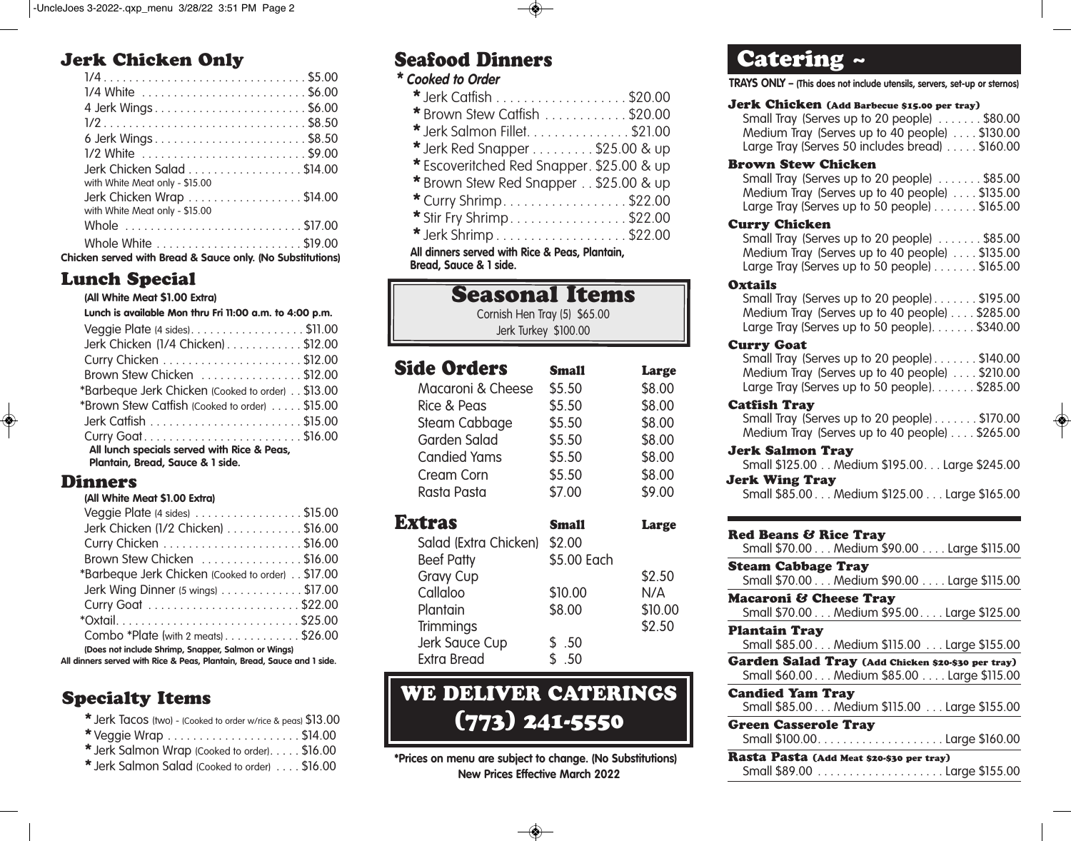## Jerk Chicken Only

- 1/4 .......... $5.00
- 1/4 White .......... $6.00
- 4 Jerk Wings .......... $6.00
- 1/2 .......... $8.50
- 6 Jerk Wings .......... $8.50
- 1/2 White .......... $9.00
- Jerk Chicken Salad .......... $14.00
  with White Meat only - $15.00
- Jerk Chicken Wrap .......... $14.00
  with White Meat only - $15.00
- Whole .......... $17.00
- Whole White .......... $19.00

**Chicken served with Bread & Sauce only. (No Substitutions)**

## Lunch Special

**(All White Meat $1.00 Extra)**

**Lunch is available Mon thru Fri 11:00 a.m. to 4:00 p.m.**

- Veggie Plate (4 sides) .......... $11.00
- Jerk Chicken (1/4 Chicken) .......... $12.00
- Curry Chicken .......... $12.00
- Brown Stew Chicken .......... $12.00
- *Barbeque Jerk Chicken (Cooked to order) .......... $13.00
- *Brown Stew Catfish (Cooked to order) .......... $15.00
- Jerk Catfish .......... $15.00
- Curry Goat .......... $16.00

**All lunch specials served with Rice & Peas, Plantain, Bread, Sauce & 1 side.**

## Dinners

**(All White Meat $1.00 Extra)**

- Veggie Plate (4 sides) .......... $15.00
- Jerk Chicken (1/2 Chicken) .......... $16.00
- Curry Chicken .......... $16.00
- Brown Stew Chicken .......... $16.00
- *Barbeque Jerk Chicken (Cooked to order) .......... $17.00
- Jerk Wing Dinner (5 wings) .......... $17.00
- Curry Goat .......... $22.00
- *Oxtail .......... $25.00
- Combo *Plate (with 2 meats) .......... $26.00

**(Does not include Shrimp, Snapper, Salmon or Wings)**

**All dinners served with Rice & Peas, Plantain, Bread, Sauce and 1 side.**

## Specialty Items

- *Jerk Tacos (two) - (Cooked to order w/rice & peas) $13.00
- *Veggie Wrap .......... $14.00
- *Jerk Salmon Wrap (Cooked to order) .......... $16.00
- *Jerk Salmon Salad (Cooked to order) .......... $16.00

## Seafood Dinners

***Cooked to Order***

- *Jerk Catfish .......... $20.00
- *Brown Stew Catfish .......... $20.00
- *Jerk Salmon Fillet .......... $21.00
- *Jerk Red Snapper .......... $25.00 & up
- *Escoveritched Red Snapper .......... $25.00 & up
- *Brown Stew Red Snapper .......... $25.00 & up
- *Curry Shrimp .......... $22.00
- *Stir Fry Shrimp .......... $22.00
- *Jerk Shrimp .......... $22.00

**All dinners served with Rice & Peas, Plantain, Bread, Sauce & 1 side.**

## Seasonal Items

Cornish Hen Tray (5) $65.00

Jerk Turkey $100.00

## Side Orders

| Side Orders | Small | Large |
|---|---|---|
| Macaroni & Cheese | $5.50 | $8.00 |
| Rice & Peas | $5.50 | $8.00 |
| Steam Cabbage | $5.50 | $8.00 |
| Garden Salad | $5.50 | $8.00 |
| Candied Yams | $5.50 | $8.00 |
| Cream Corn | $5.50 | $8.00 |
| Rasta Pasta | $7.00 | $9.00 |

## Extras

| Extras | Small | Large |
|---|---|---|
| Salad (Extra Chicken) | $2.00 | |
| Beef Patty | $5.00 Each | |
| Gravy Cup | | $2.50 |
| Callaloo | $10.00 | N/A |
| Plantain | $8.00 | $10.00 |
| Trimmings | | $2.50 |
| Jerk Sauce Cup | $ .50 | |
| Extra Bread | $ .50 | |

## WE DELIVER CATERINGS (773) 241-5550

**\*Prices on menu are subject to change. (No Substitutions)**
**New Prices Effective March 2022**

## Catering ~

**TRAYS ONLY – (This does not include utensils, servers, set-up or sternos)**

### Jerk Chicken (Add Barbecue $15.00 per tray)
- Small Tray (Serves up to 20 people) .......... $80.00
- Medium Tray (Serves up to 40 people) .......... $130.00
- Large Tray (Serves 50 includes bread) .......... $160.00

### Brown Stew Chicken
- Small Tray (Serves up to 20 people) .......... $85.00
- Medium Tray (Serves up to 40 people) .......... $135.00
- Large Tray (Serves up to 50 people) .......... $165.00

### Curry Chicken
- Small Tray (Serves up to 20 people) .......... $85.00
- Medium Tray (Serves up to 40 people) .......... $135.00
- Large Tray (Serves up to 50 people) .......... $165.00

### Oxtails
- Small Tray (Serves up to 20 people) .......... $195.00
- Medium Tray (Serves up to 40 people) .......... $285.00
- Large Tray (Serves up to 50 people) .......... $340.00

### Curry Goat
- Small Tray (Serves up to 20 people) .......... $140.00
- Medium Tray (Serves up to 40 people) .......... $210.00
- Large Tray (Serves up to 50 people) .......... $285.00

### Catfish Tray
- Small Tray (Serves up to 20 people) .......... $170.00
- Medium Tray (Serves up to 40 people) .......... $265.00

### Jerk Salmon Tray
Small $125.00 . . Medium $195.00 . . . Large $245.00

### Jerk Wing Tray
Small $85.00 . . . Medium $125.00 . . . Large $165.00

### Red Beans & Rice Tray
Small $70.00 . . . Medium $90.00 . . . . Large $115.00

### Steam Cabbage Tray
Small $70.00 . . . Medium $90.00 . . . . Large $115.00

### Macaroni & Cheese Tray
Small $70.00 . . . Medium $95.00 . . . . Large $125.00

### Plantain Tray
Small $85.00 . . . Medium $115.00 . . . Large $155.00

### Garden Salad Tray (Add Chicken $20-$30 per tray)
Small $60.00 . . . Medium $85.00 . . . . Large $115.00

### Candied Yam Tray
Small $85.00 . . . Medium $115.00 . . . Large $155.00

### Green Casserole Tray
Small $100.00 .......... Large $160.00

### Rasta Pasta (Add Meat $20-$30 per tray)
Small $89.00 .......... Large $155.00